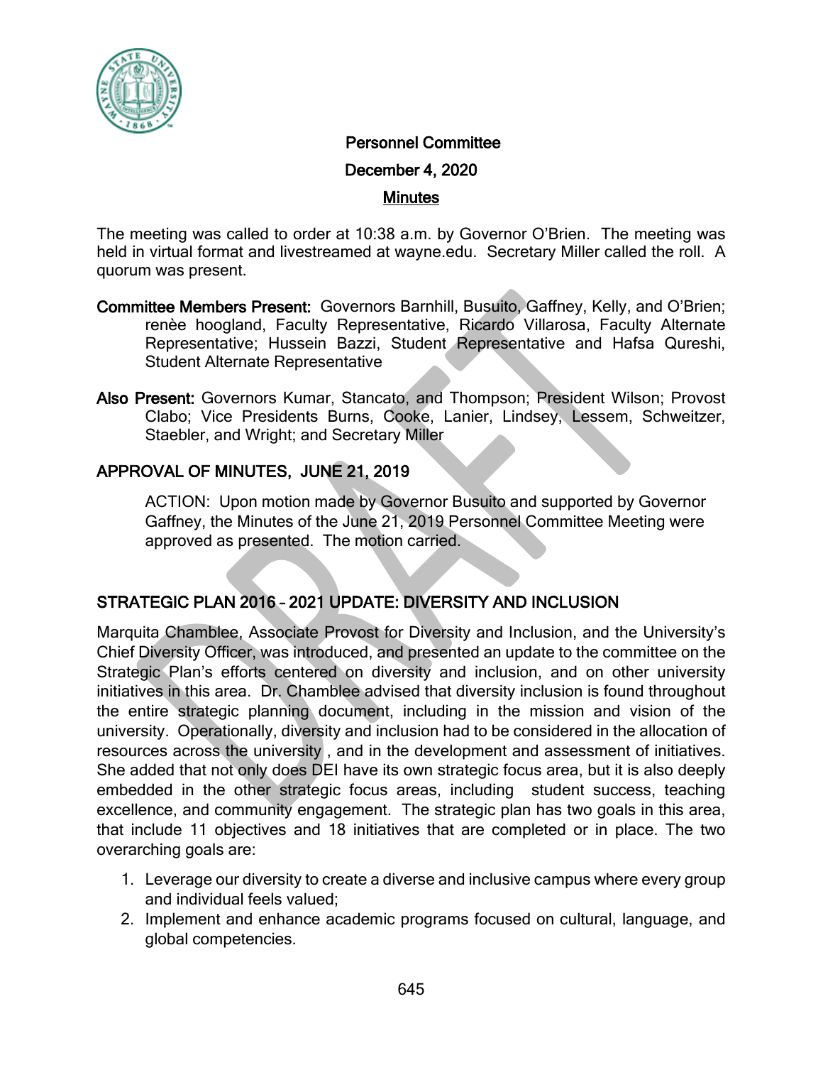# Personnel Committee

## December 4, 2020

## Minutes

The meeting was called to order at 10:38 a.m. by Governor O'Brien. The meeting was held in virtual format and livestreamed at wayne.edu. Secretary Miller called the roll. A quorum was present.

**Committee Members Present:** Governors Barnhill, Busuito, Gaffney, Kelly, and O'Brien; renèe hoogland, Faculty Representative, Ricardo Villarosa, Faculty Alternate Representative; Hussein Bazzi, Student Representative and Hafsa Qureshi, Student Alternate Representative

**Also Present:** Governors Kumar, Stancato, and Thompson; President Wilson; Provost Clabo; Vice Presidents Burns, Cooke, Lanier, Lindsey, Lessem, Schweitzer, Staebler, and Wright; and Secretary Miller

## APPROVAL OF MINUTES, JUNE 21, 2019

ACTION: Upon motion made by Governor Busuito and supported by Governor Gaffney, the Minutes of the June 21, 2019 Personnel Committee Meeting were approved as presented. The motion carried.

## STRATEGIC PLAN 2016 – 2021 UPDATE: DIVERSITY AND INCLUSION

Marquita Chamblee, Associate Provost for Diversity and Inclusion, and the University's Chief Diversity Officer, was introduced, and presented an update to the committee on the Strategic Plan's efforts centered on diversity and inclusion, and on other university initiatives in this area. Dr. Chamblee advised that diversity inclusion is found throughout the entire strategic planning document, including in the mission and vision of the university. Operationally, diversity and inclusion had to be considered in the allocation of resources across the university , and in the development and assessment of initiatives. She added that not only does DEI have its own strategic focus area, but it is also deeply embedded in the other strategic focus areas, including student success, teaching excellence, and community engagement. The strategic plan has two goals in this area, that include 11 objectives and 18 initiatives that are completed or in place. The two overarching goals are:

1. Leverage our diversity to create a diverse and inclusive campus where every group and individual feels valued;
2. Implement and enhance academic programs focused on cultural, language, and global competencies.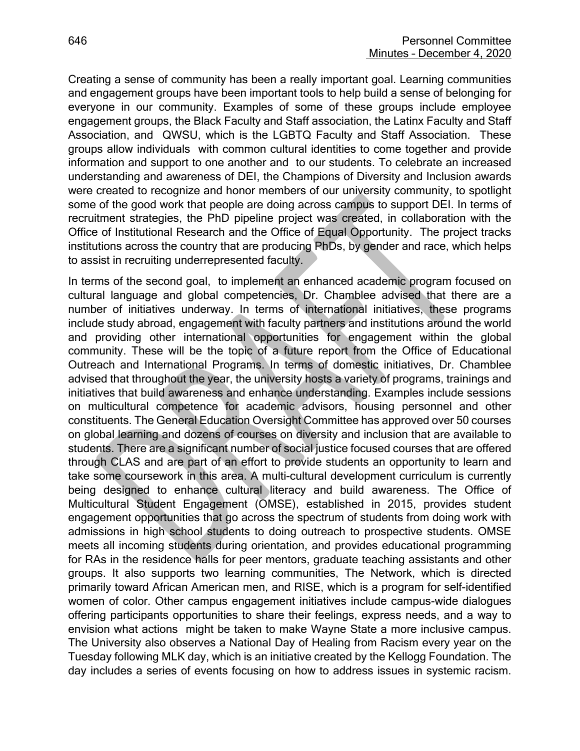Creating a sense of community has been a really important goal. Learning communities and engagement groups have been important tools to help build a sense of belonging for everyone in our community. Examples of some of these groups include employee engagement groups, the Black Faculty and Staff association, the Latinx Faculty and Staff Association, and QWSU, which is the LGBTQ Faculty and Staff Association. These groups allow individuals with common cultural identities to come together and provide information and support to one another and to our students. To celebrate an increased understanding and awareness of DEI, the Champions of Diversity and Inclusion awards were created to recognize and honor members of our university community, to spotlight some of the good work that people are doing across campus to support DEI. In terms of recruitment strategies, the PhD pipeline project was created, in collaboration with the Office of Institutional Research and the Office of Equal Opportunity. The project tracks institutions across the country that are producing PhDs, by gender and race, which helps to assist in recruiting underrepresented faculty.

In terms of the second goal, to implement an enhanced academic program focused on cultural language and global competencies, Dr. Chamblee advised that there are a number of initiatives underway. In terms of international initiatives, these programs include study abroad, engagement with faculty partners and institutions around the world and providing other international opportunities for engagement within the global community. These will be the topic of a future report from the Office of Educational Outreach and International Programs. In terms of domestic initiatives, Dr. Chamblee advised that throughout the year, the university hosts a variety of programs, trainings and initiatives that build awareness and enhance understanding. Examples include sessions on multicultural competence for academic advisors, housing personnel and other constituents. The General Education Oversight Committee has approved over 50 courses on global learning and dozens of courses on diversity and inclusion that are available to students. There are a significant number of social justice focused courses that are offered through CLAS and are part of an effort to provide students an opportunity to learn and take some coursework in this area. A multi-cultural development curriculum is currently being designed to enhance cultural literacy and build awareness. The Office of Multicultural Student Engagement (OMSE), established in 2015, provides student engagement opportunities that go across the spectrum of students from doing work with admissions in high school students to doing outreach to prospective students. OMSE meets all incoming students during orientation, and provides educational programming for RAs in the residence halls for peer mentors, graduate teaching assistants and other groups. It also supports two learning communities, The Network, which is directed primarily toward African American men, and RISE, which is a program for self-identified women of color. Other campus engagement initiatives include campus-wide dialogues offering participants opportunities to share their feelings, express needs, and a way to envision what actions might be taken to make Wayne State a more inclusive campus. The University also observes a National Day of Healing from Racism every year on the Tuesday following MLK day, which is an initiative created by the Kellogg Foundation. The day includes a series of events focusing on how to address issues in systemic racism.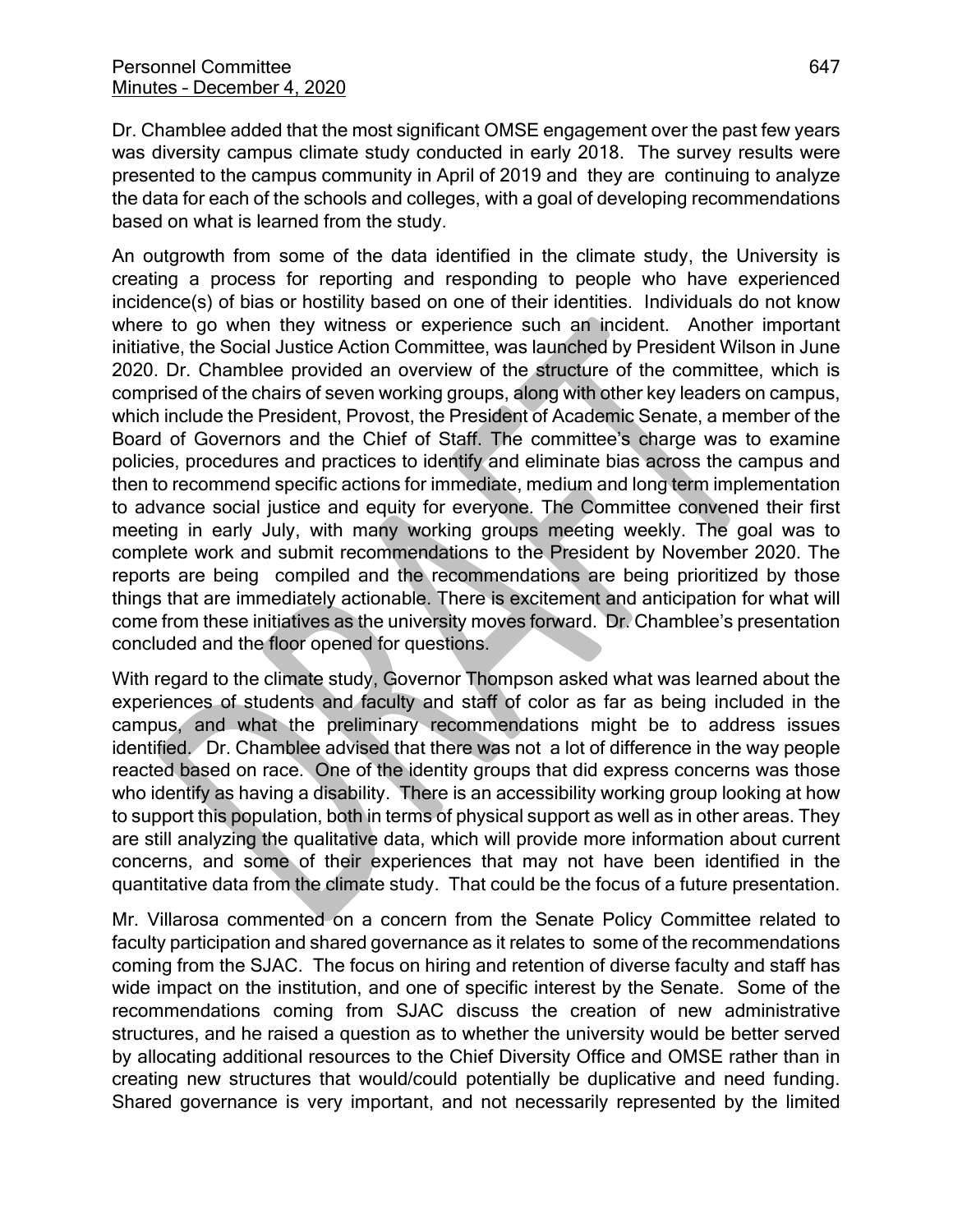Dr. Chamblee added that the most significant OMSE engagement over the past few years was diversity campus climate study conducted in early 2018. The survey results were presented to the campus community in April of 2019 and they are continuing to analyze the data for each of the schools and colleges, with a goal of developing recommendations based on what is learned from the study.

An outgrowth from some of the data identified in the climate study, the University is creating a process for reporting and responding to people who have experienced incidence(s) of bias or hostility based on one of their identities. Individuals do not know where to go when they witness or experience such an incident. Another important initiative, the Social Justice Action Committee, was launched by President Wilson in June 2020. Dr. Chamblee provided an overview of the structure of the committee, which is comprised of the chairs of seven working groups, along with other key leaders on campus, which include the President, Provost, the President of Academic Senate, a member of the Board of Governors and the Chief of Staff. The committee's charge was to examine policies, procedures and practices to identify and eliminate bias across the campus and then to recommend specific actions for immediate, medium and long term implementation to advance social justice and equity for everyone. The Committee convened their first meeting in early July, with many working groups meeting weekly. The goal was to complete work and submit recommendations to the President by November 2020. The reports are being compiled and the recommendations are being prioritized by those things that are immediately actionable. There is excitement and anticipation for what will come from these initiatives as the university moves forward. Dr. Chamblee's presentation concluded and the floor opened for questions.

With regard to the climate study, Governor Thompson asked what was learned about the experiences of students and faculty and staff of color as far as being included in the campus, and what the preliminary recommendations might be to address issues identified. Dr. Chamblee advised that there was not a lot of difference in the way people reacted based on race. One of the identity groups that did express concerns was those who identify as having a disability. There is an accessibility working group looking at how to support this population, both in terms of physical support as well as in other areas. They are still analyzing the qualitative data, which will provide more information about current concerns, and some of their experiences that may not have been identified in the quantitative data from the climate study. That could be the focus of a future presentation.

Mr. Villarosa commented on a concern from the Senate Policy Committee related to faculty participation and shared governance as it relates to some of the recommendations coming from the SJAC. The focus on hiring and retention of diverse faculty and staff has wide impact on the institution, and one of specific interest by the Senate. Some of the recommendations coming from SJAC discuss the creation of new administrative structures, and he raised a question as to whether the university would be better served by allocating additional resources to the Chief Diversity Office and OMSE rather than in creating new structures that would/could potentially be duplicative and need funding. Shared governance is very important, and not necessarily represented by the limited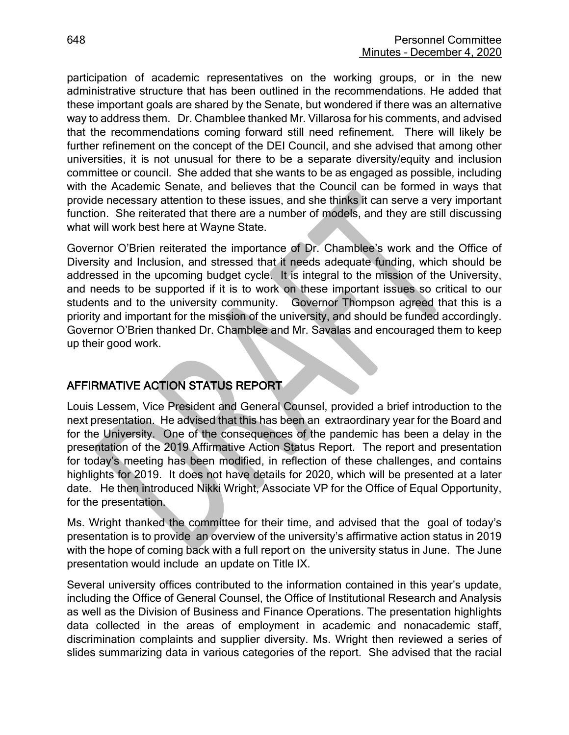participation of academic representatives on the working groups, or in the new administrative structure that has been outlined in the recommendations. He added that these important goals are shared by the Senate, but wondered if there was an alternative way to address them. Dr. Chamblee thanked Mr. Villarosa for his comments, and advised that the recommendations coming forward still need refinement. There will likely be further refinement on the concept of the DEI Council, and she advised that among other universities, it is not unusual for there to be a separate diversity/equity and inclusion committee or council. She added that she wants to be as engaged as possible, including with the Academic Senate, and believes that the Council can be formed in ways that provide necessary attention to these issues, and she thinks it can serve a very important function. She reiterated that there are a number of models, and they are still discussing what will work best here at Wayne State.

Governor O'Brien reiterated the importance of Dr. Chamblee's work and the Office of Diversity and Inclusion, and stressed that it needs adequate funding, which should be addressed in the upcoming budget cycle. It is integral to the mission of the University, and needs to be supported if it is to work on these important issues so critical to our students and to the university community. Governor Thompson agreed that this is a priority and important for the mission of the university, and should be funded accordingly. Governor O'Brien thanked Dr. Chamblee and Mr. Savalas and encouraged them to keep up their good work.

## AFFIRMATIVE ACTION STATUS REPORT

Louis Lessem, Vice President and General Counsel, provided a brief introduction to the next presentation. He advised that this has been an extraordinary year for the Board and for the University. One of the consequences of the pandemic has been a delay in the presentation of the 2019 Affirmative Action Status Report. The report and presentation for today's meeting has been modified, in reflection of these challenges, and contains highlights for 2019. It does not have details for 2020, which will be presented at a later date. He then introduced Nikki Wright, Associate VP for the Office of Equal Opportunity, for the presentation.

Ms. Wright thanked the committee for their time, and advised that the goal of today's presentation is to provide an overview of the university's affirmative action status in 2019 with the hope of coming back with a full report on the university status in June. The June presentation would include an update on Title IX.

Several university offices contributed to the information contained in this year's update, including the Office of General Counsel, the Office of Institutional Research and Analysis as well as the Division of Business and Finance Operations. The presentation highlights data collected in the areas of employment in academic and nonacademic staff, discrimination complaints and supplier diversity. Ms. Wright then reviewed a series of slides summarizing data in various categories of the report. She advised that the racial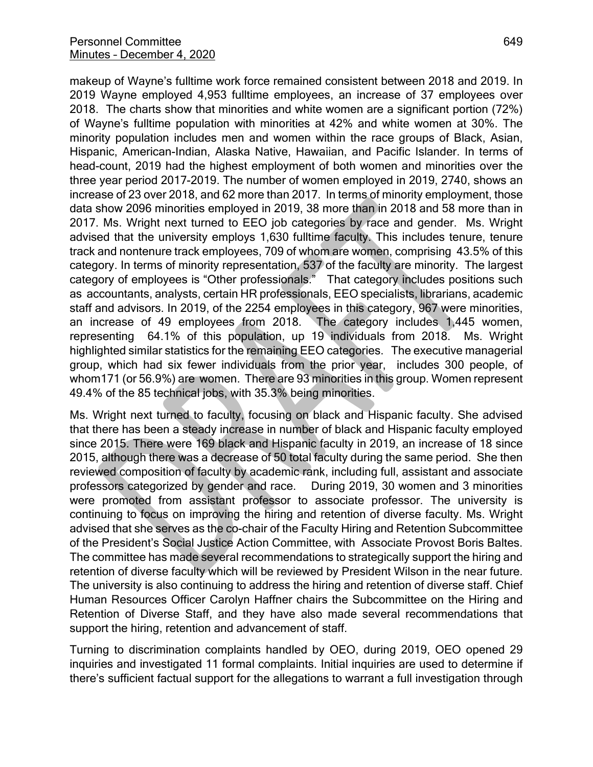makeup of Wayne's fulltime work force remained consistent between 2018 and 2019. In 2019 Wayne employed 4,953 fulltime employees, an increase of 37 employees over 2018. The charts show that minorities and white women are a significant portion (72%) of Wayne's fulltime population with minorities at 42% and white women at 30%. The minority population includes men and women within the race groups of Black, Asian, Hispanic, American-Indian, Alaska Native, Hawaiian, and Pacific Islander. In terms of head-count, 2019 had the highest employment of both women and minorities over the three year period 2017-2019. The number of women employed in 2019, 2740, shows an increase of 23 over 2018, and 62 more than 2017. In terms of minority employment, those data show 2096 minorities employed in 2019, 38 more than in 2018 and 58 more than in 2017. Ms. Wright next turned to EEO job categories by race and gender. Ms. Wright advised that the university employs 1,630 fulltime faculty. This includes tenure, tenure track and nontenure track employees, 709 of whom are women, comprising 43.5% of this category. In terms of minority representation, 537 of the faculty are minority. The largest category of employees is "Other professionals." That category includes positions such as accountants, analysts, certain HR professionals, EEO specialists, librarians, academic staff and advisors. In 2019, of the 2254 employees in this category, 967 were minorities, an increase of 49 employees from 2018. The category includes 1,445 women, representing 64.1% of this population, up 19 individuals from 2018. Ms. Wright highlighted similar statistics for the remaining EEO categories. The executive managerial group, which had six fewer individuals from the prior year, includes 300 people, of whom171 (or 56.9%) are women. There are 93 minorities in this group. Women represent 49.4% of the 85 technical jobs, with 35.3% being minorities.

Ms. Wright next turned to faculty, focusing on black and Hispanic faculty. She advised that there has been a steady increase in number of black and Hispanic faculty employed since 2015. There were 169 black and Hispanic faculty in 2019, an increase of 18 since 2015, although there was a decrease of 50 total faculty during the same period. She then reviewed composition of faculty by academic rank, including full, assistant and associate professors categorized by gender and race. During 2019, 30 women and 3 minorities were promoted from assistant professor to associate professor. The university is continuing to focus on improving the hiring and retention of diverse faculty. Ms. Wright advised that she serves as the co-chair of the Faculty Hiring and Retention Subcommittee of the President's Social Justice Action Committee, with Associate Provost Boris Baltes. The committee has made several recommendations to strategically support the hiring and retention of diverse faculty which will be reviewed by President Wilson in the near future. The university is also continuing to address the hiring and retention of diverse staff. Chief Human Resources Officer Carolyn Haffner chairs the Subcommittee on the Hiring and Retention of Diverse Staff, and they have also made several recommendations that support the hiring, retention and advancement of staff.

Turning to discrimination complaints handled by OEO, during 2019, OEO opened 29 inquiries and investigated 11 formal complaints. Initial inquiries are used to determine if there's sufficient factual support for the allegations to warrant a full investigation through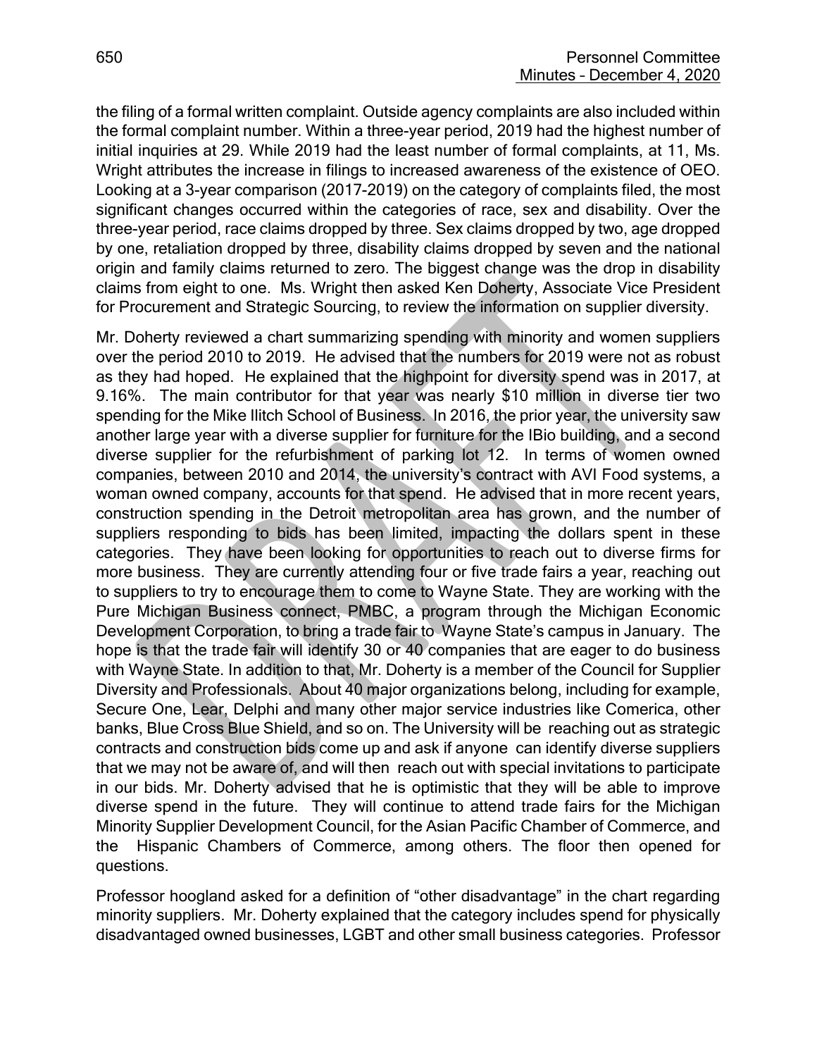the filing of a formal written complaint. Outside agency complaints are also included within the formal complaint number. Within a three-year period, 2019 had the highest number of initial inquiries at 29. While 2019 had the least number of formal complaints, at 11, Ms. Wright attributes the increase in filings to increased awareness of the existence of OEO. Looking at a 3-year comparison (2017-2019) on the category of complaints filed, the most significant changes occurred within the categories of race, sex and disability. Over the three-year period, race claims dropped by three. Sex claims dropped by two, age dropped by one, retaliation dropped by three, disability claims dropped by seven and the national origin and family claims returned to zero. The biggest change was the drop in disability claims from eight to one. Ms. Wright then asked Ken Doherty, Associate Vice President for Procurement and Strategic Sourcing, to review the information on supplier diversity.

Mr. Doherty reviewed a chart summarizing spending with minority and women suppliers over the period 2010 to 2019. He advised that the numbers for 2019 were not as robust as they had hoped. He explained that the highpoint for diversity spend was in 2017, at 9.16%. The main contributor for that year was nearly $10 million in diverse tier two spending for the Mike Ilitch School of Business. In 2016, the prior year, the university saw another large year with a diverse supplier for furniture for the IBio building, and a second diverse supplier for the refurbishment of parking lot 12. In terms of women owned companies, between 2010 and 2014, the university's contract with AVI Food systems, a woman owned company, accounts for that spend. He advised that in more recent years, construction spending in the Detroit metropolitan area has grown, and the number of suppliers responding to bids has been limited, impacting the dollars spent in these categories. They have been looking for opportunities to reach out to diverse firms for more business. They are currently attending four or five trade fairs a year, reaching out to suppliers to try to encourage them to come to Wayne State. They are working with the Pure Michigan Business connect, PMBC, a program through the Michigan Economic Development Corporation, to bring a trade fair to Wayne State's campus in January. The hope is that the trade fair will identify 30 or 40 companies that are eager to do business with Wayne State. In addition to that, Mr. Doherty is a member of the Council for Supplier Diversity and Professionals. About 40 major organizations belong, including for example, Secure One, Lear, Delphi and many other major service industries like Comerica, other banks, Blue Cross Blue Shield, and so on. The University will be reaching out as strategic contracts and construction bids come up and ask if anyone can identify diverse suppliers that we may not be aware of, and will then reach out with special invitations to participate in our bids. Mr. Doherty advised that he is optimistic that they will be able to improve diverse spend in the future. They will continue to attend trade fairs for the Michigan Minority Supplier Development Council, for the Asian Pacific Chamber of Commerce, and the Hispanic Chambers of Commerce, among others. The floor then opened for questions.

Professor hoogland asked for a definition of "other disadvantage" in the chart regarding minority suppliers. Mr. Doherty explained that the category includes spend for physically disadvantaged owned businesses, LGBT and other small business categories. Professor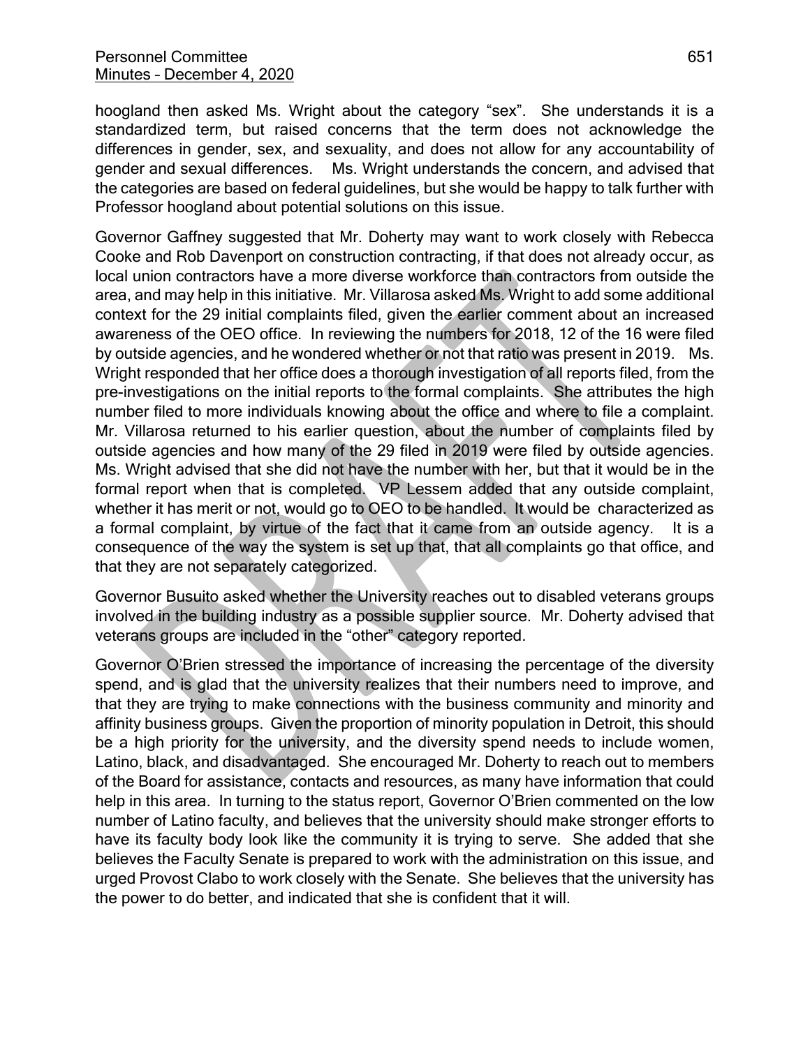hoogland then asked Ms. Wright about the category "sex". She understands it is a standardized term, but raised concerns that the term does not acknowledge the differences in gender, sex, and sexuality, and does not allow for any accountability of gender and sexual differences. Ms. Wright understands the concern, and advised that the categories are based on federal guidelines, but she would be happy to talk further with Professor hoogland about potential solutions on this issue.

Governor Gaffney suggested that Mr. Doherty may want to work closely with Rebecca Cooke and Rob Davenport on construction contracting, if that does not already occur, as local union contractors have a more diverse workforce than contractors from outside the area, and may help in this initiative. Mr. Villarosa asked Ms. Wright to add some additional context for the 29 initial complaints filed, given the earlier comment about an increased awareness of the OEO office. In reviewing the numbers for 2018, 12 of the 16 were filed by outside agencies, and he wondered whether or not that ratio was present in 2019. Ms. Wright responded that her office does a thorough investigation of all reports filed, from the pre-investigations on the initial reports to the formal complaints. She attributes the high number filed to more individuals knowing about the office and where to file a complaint. Mr. Villarosa returned to his earlier question, about the number of complaints filed by outside agencies and how many of the 29 filed in 2019 were filed by outside agencies. Ms. Wright advised that she did not have the number with her, but that it would be in the formal report when that is completed. VP Lessem added that any outside complaint, whether it has merit or not, would go to OEO to be handled. It would be characterized as a formal complaint, by virtue of the fact that it came from an outside agency. It is a consequence of the way the system is set up that, that all complaints go that office, and that they are not separately categorized.

Governor Busuito asked whether the University reaches out to disabled veterans groups involved in the building industry as a possible supplier source. Mr. Doherty advised that veterans groups are included in the "other" category reported.

Governor O'Brien stressed the importance of increasing the percentage of the diversity spend, and is glad that the university realizes that their numbers need to improve, and that they are trying to make connections with the business community and minority and affinity business groups. Given the proportion of minority population in Detroit, this should be a high priority for the university, and the diversity spend needs to include women, Latino, black, and disadvantaged. She encouraged Mr. Doherty to reach out to members of the Board for assistance, contacts and resources, as many have information that could help in this area. In turning to the status report, Governor O'Brien commented on the low number of Latino faculty, and believes that the university should make stronger efforts to have its faculty body look like the community it is trying to serve. She added that she believes the Faculty Senate is prepared to work with the administration on this issue, and urged Provost Clabo to work closely with the Senate. She believes that the university has the power to do better, and indicated that she is confident that it will.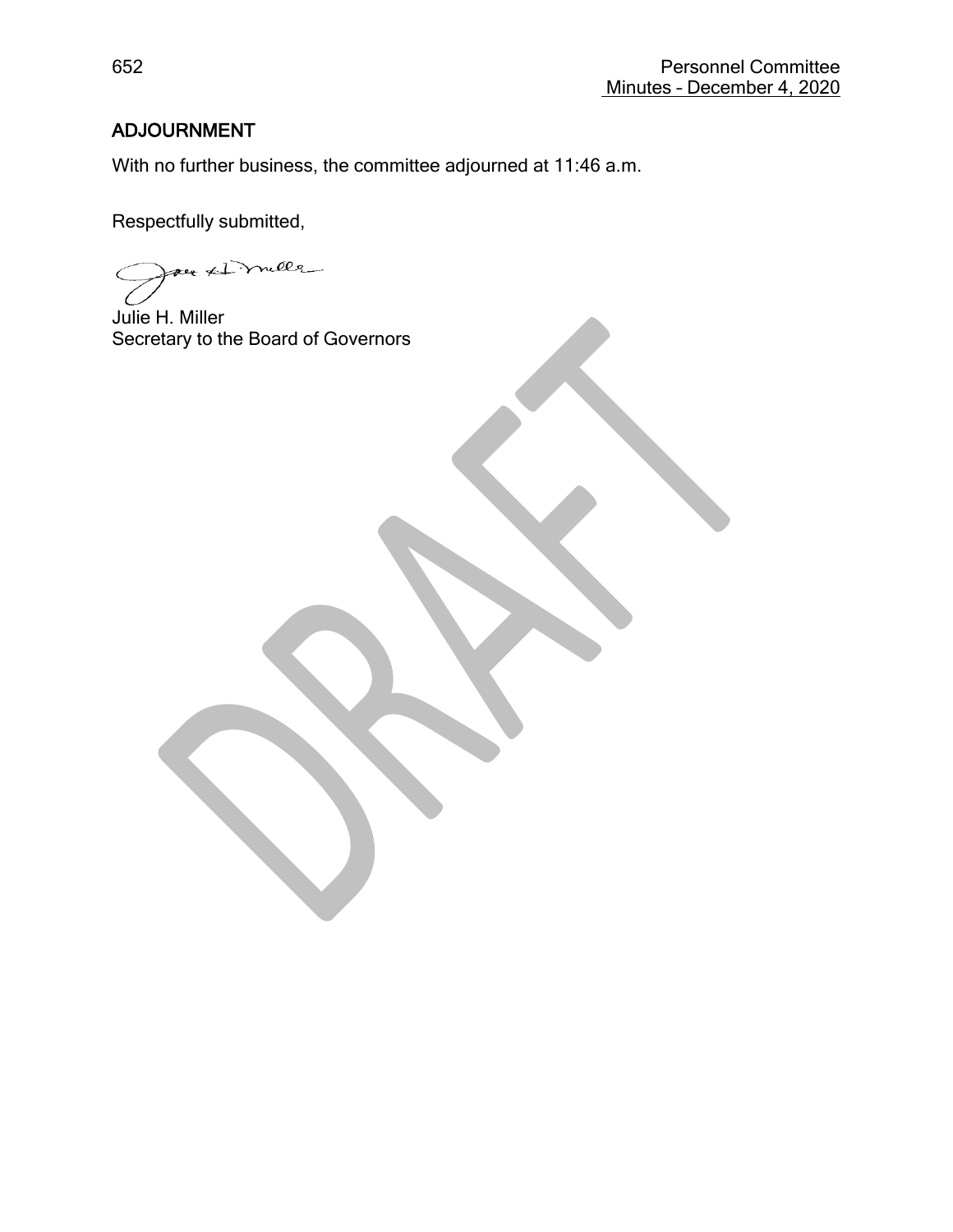## ADJOURNMENT

With no further business, the committee adjourned at 11:46 a.m.

Respectfully submitted,

Julie H. Miller
Secretary to the Board of Governors